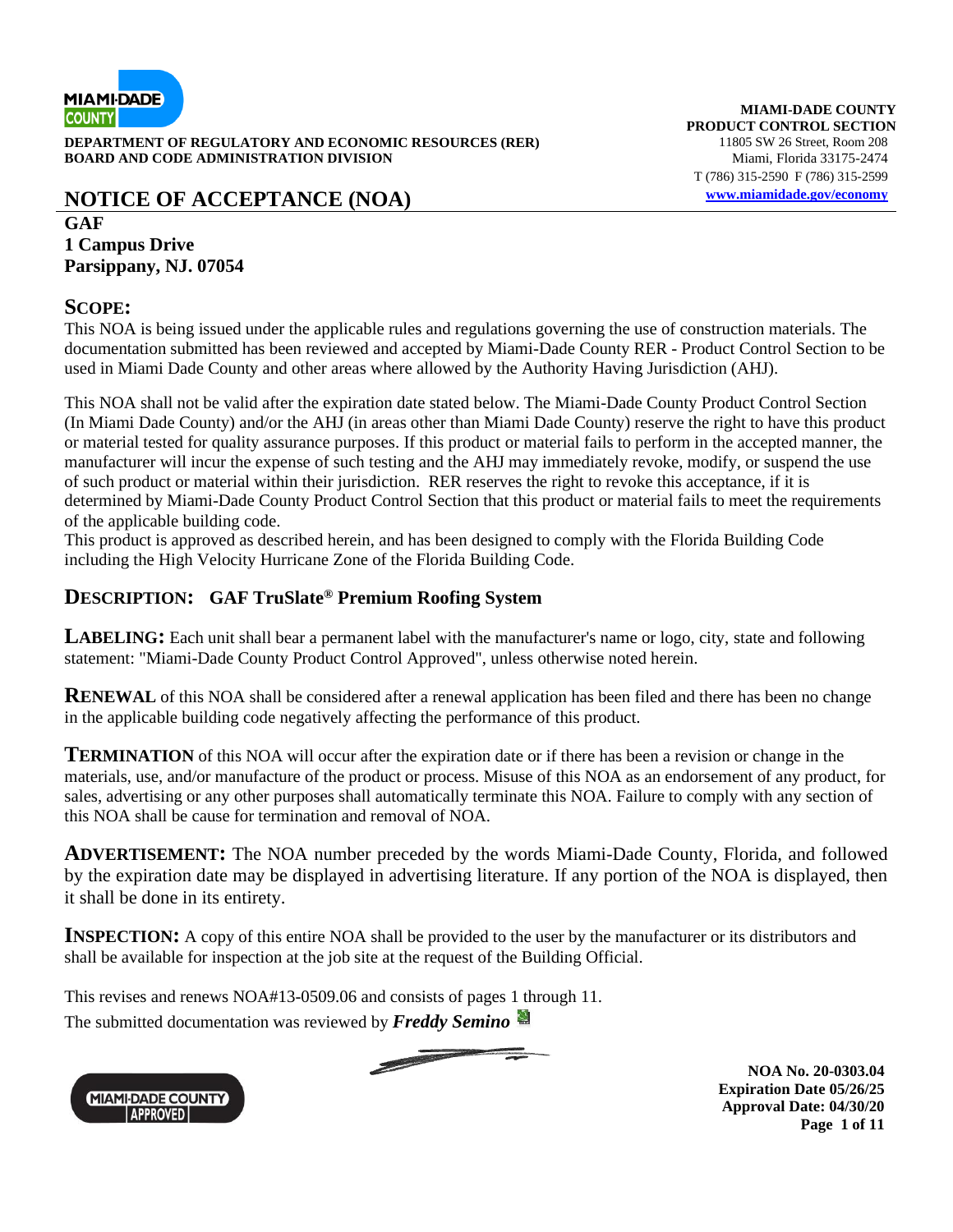**DEPARTMENT OF REGULATORY AND ECONOMIC RESOURCES (RER)**
**BOARD AND CODE ADMINISTRATION DIVISION**

**MIAMI-DADE COUNTY**
**PRODUCT CONTROL SECTION**
11805 SW 26 Street, Room 208
Miami, Florida 33175-2474
T (786) 315-2590 F (786) 315-2599
www.miamidade.gov/economy

# NOTICE OF ACCEPTANCE (NOA)

**GAF**
**1 Campus Drive**
**Parsippany, NJ. 07054**

## SCOPE:

This NOA is being issued under the applicable rules and regulations governing the use of construction materials. The documentation submitted has been reviewed and accepted by Miami-Dade County RER - Product Control Section to be used in Miami Dade County and other areas where allowed by the Authority Having Jurisdiction (AHJ).

This NOA shall not be valid after the expiration date stated below. The Miami-Dade County Product Control Section (In Miami Dade County) and/or the AHJ (in areas other than Miami Dade County) reserve the right to have this product or material tested for quality assurance purposes. If this product or material fails to perform in the accepted manner, the manufacturer will incur the expense of such testing and the AHJ may immediately revoke, modify, or suspend the use of such product or material within their jurisdiction. RER reserves the right to revoke this acceptance, if it is determined by Miami-Dade County Product Control Section that this product or material fails to meet the requirements of the applicable building code.
This product is approved as described herein, and has been designed to comply with the Florida Building Code including the High Velocity Hurricane Zone of the Florida Building Code.

## DESCRIPTION: GAF TruSlate® Premium Roofing System

**LABELING:** Each unit shall bear a permanent label with the manufacturer's name or logo, city, state and following statement: "Miami-Dade County Product Control Approved", unless otherwise noted herein.

**RENEWAL** of this NOA shall be considered after a renewal application has been filed and there has been no change in the applicable building code negatively affecting the performance of this product.

**TERMINATION** of this NOA will occur after the expiration date or if there has been a revision or change in the materials, use, and/or manufacture of the product or process. Misuse of this NOA as an endorsement of any product, for sales, advertising or any other purposes shall automatically terminate this NOA. Failure to comply with any section of this NOA shall be cause for termination and removal of NOA.

**ADVERTISEMENT:** The NOA number preceded by the words Miami-Dade County, Florida, and followed by the expiration date may be displayed in advertising literature. If any portion of the NOA is displayed, then it shall be done in its entirety.

**INSPECTION:** A copy of this entire NOA shall be provided to the user by the manufacturer or its distributors and shall be available for inspection at the job site at the request of the Building Official.

This revises and renews NOA#13-0509.06 and consists of pages 1 through 11.
The submitted documentation was reviewed by ***Freddy Semino***

**NOA No. 20-0303.04**
**Expiration Date 05/26/25**
**Approval Date: 04/30/20**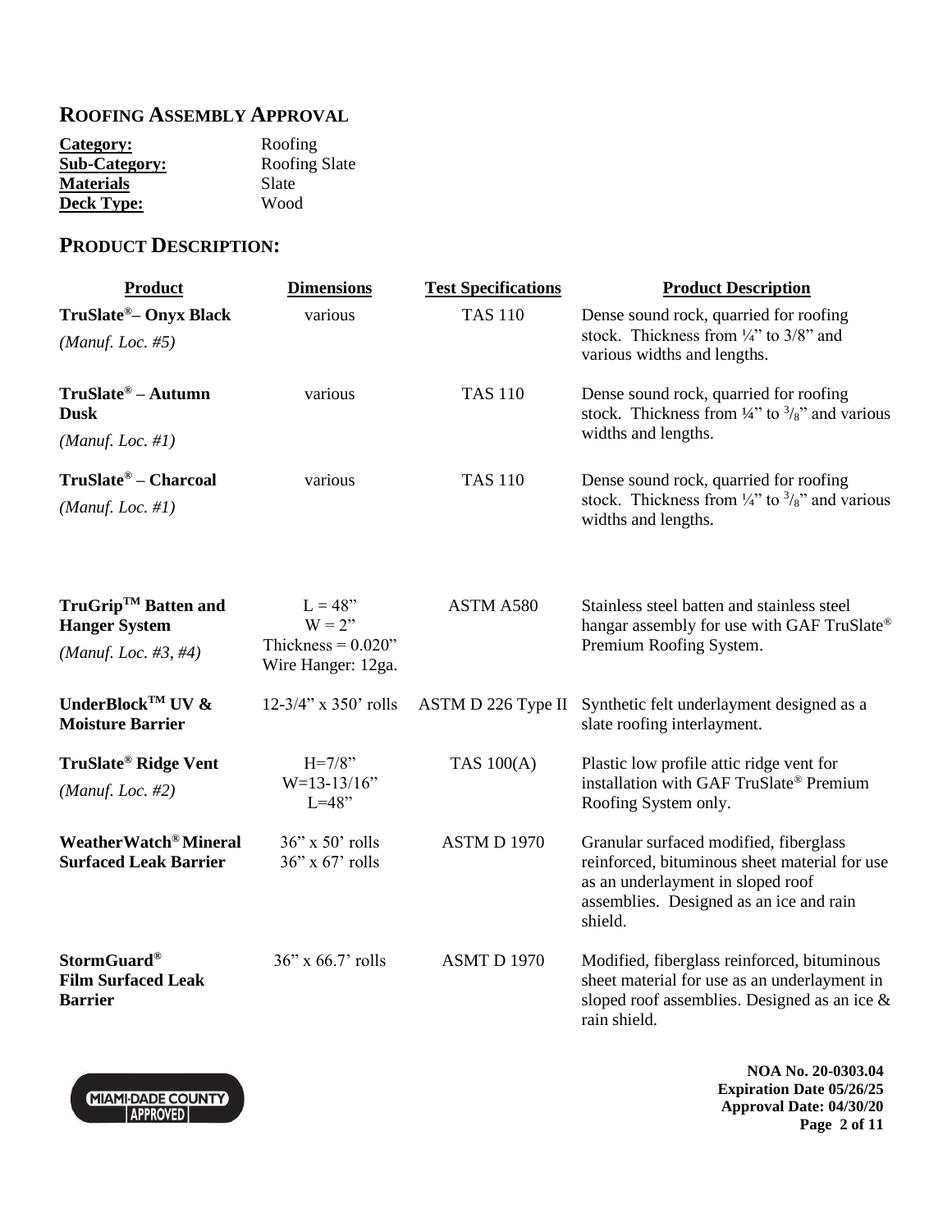## ROOFING ASSEMBLY APPROVAL

**Category:** Roofing
**Sub-Category:** Roofing Slate
**Materials** Slate
**Deck Type:** Wood

## PRODUCT DESCRIPTION:

| Product | Dimensions | Test Specifications | Product Description |
|---|---|---|---|
| **TruSlate®– Onyx Black** *(Manuf. Loc. #5)* | various | TAS 110 | Dense sound rock, quarried for roofing stock. Thickness from ¼" to 3/8" and various widths and lengths. |
| **TruSlate® – Autumn Dusk** *(Manuf. Loc. #1)* | various | TAS 110 | Dense sound rock, quarried for roofing stock. Thickness from ¼" to 3/8" and various widths and lengths. |
| **TruSlate® – Charcoal** *(Manuf. Loc. #1)* | various | TAS 110 | Dense sound rock, quarried for roofing stock. Thickness from ¼" to 3/8" and various widths and lengths. |
| **TruGrip™ Batten and Hanger System** *(Manuf. Loc. #3, #4)* | L = 48" W = 2" Thickness = 0.020" Wire Hanger: 12ga. | ASTM A580 | Stainless steel batten and stainless steel hangar assembly for use with GAF TruSlate® Premium Roofing System. |
| **UnderBlock™ UV & Moisture Barrier** | 12-3/4" x 350' rolls | ASTM D 226 Type II | Synthetic felt underlayment designed as a slate roofing interlayment. |
| **TruSlate® Ridge Vent** *(Manuf. Loc. #2)* | H=7/8" W=13-13/16" L=48" | TAS 100(A) | Plastic low profile attic ridge vent for installation with GAF TruSlate® Premium Roofing System only. |
| **WeatherWatch® Mineral Surfaced Leak Barrier** | 36" x 50' rolls 36" x 67' rolls | ASTM D 1970 | Granular surfaced modified, fiberglass reinforced, bituminous sheet material for use as an underlayment in sloped roof assemblies. Designed as an ice and rain shield. |
| **StormGuard® Film Surfaced Leak Barrier** | 36" x 66.7' rolls | ASMT D 1970 | Modified, fiberglass reinforced, bituminous sheet material for use as an underlayment in sloped roof assemblies. Designed as an ice & rain shield. |

MIAMI-DADE COUNTY APPROVED

**NOA No. 20-0303.04**
**Expiration Date 05/26/25**
**Approval Date: 04/30/20**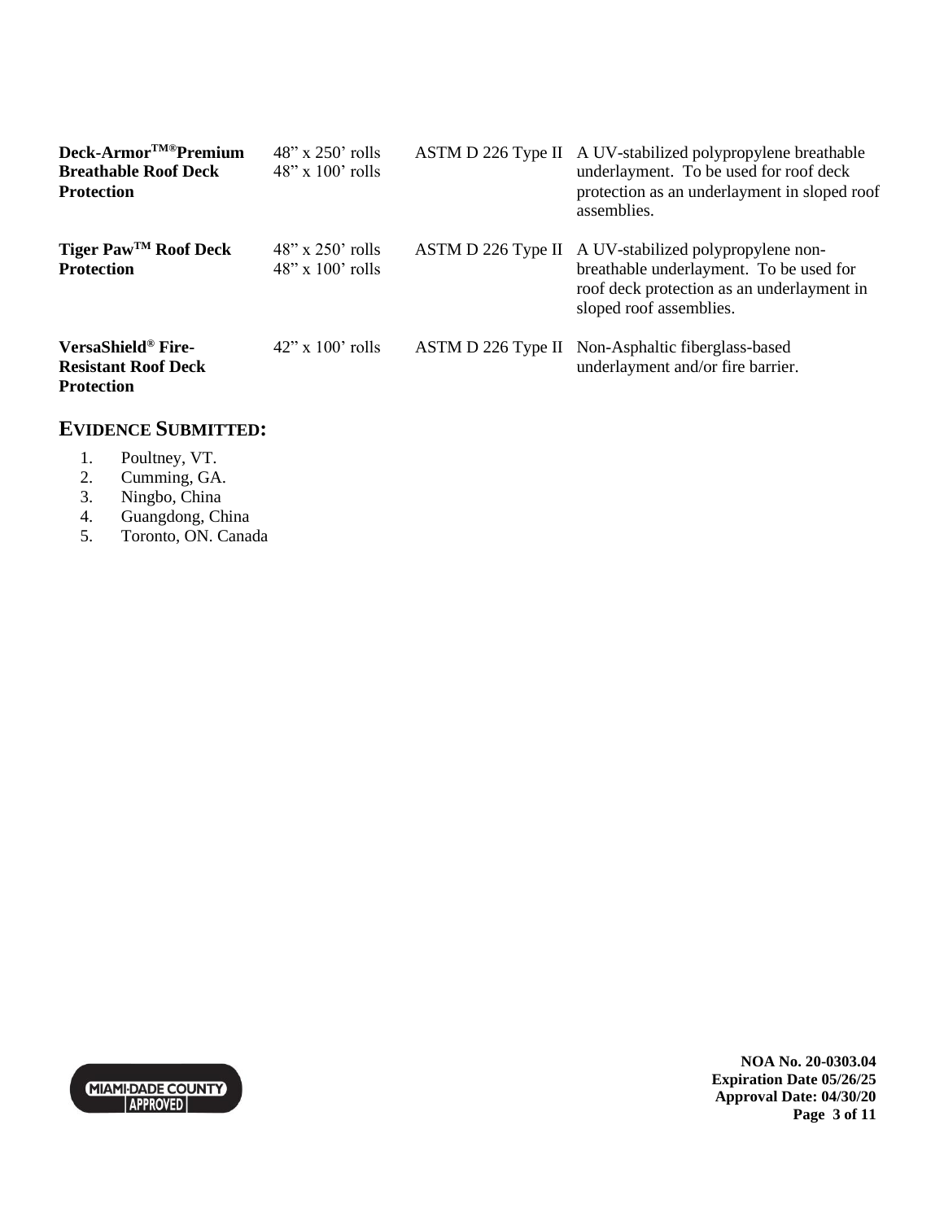| | | | |
|---|---|---|---|
| **Deck-Armor™® Premium Breathable Roof Deck Protection** | 48" x 250' rolls<br>48" x 100' rolls | ASTM D 226 Type II | A UV-stabilized polypropylene breathable underlayment. To be used for roof deck protection as an underlayment in sloped roof assemblies. |
| **Tiger Paw™ Roof Deck Protection** | 48" x 250' rolls<br>48" x 100' rolls | ASTM D 226 Type II | A UV-stabilized polypropylene non-breathable underlayment. To be used for roof deck protection as an underlayment in sloped roof assemblies. |
| **VersaShield® Fire-Resistant Roof Deck Protection** | 42" x 100' rolls | ASTM D 226 Type II | Non-Asphaltic fiberglass-based underlayment and/or fire barrier. |

## EVIDENCE SUBMITTED:

1. Poultney, VT.
2. Cumming, GA.
3. Ningbo, China
4. Guangdong, China
5. Toronto, ON. Canada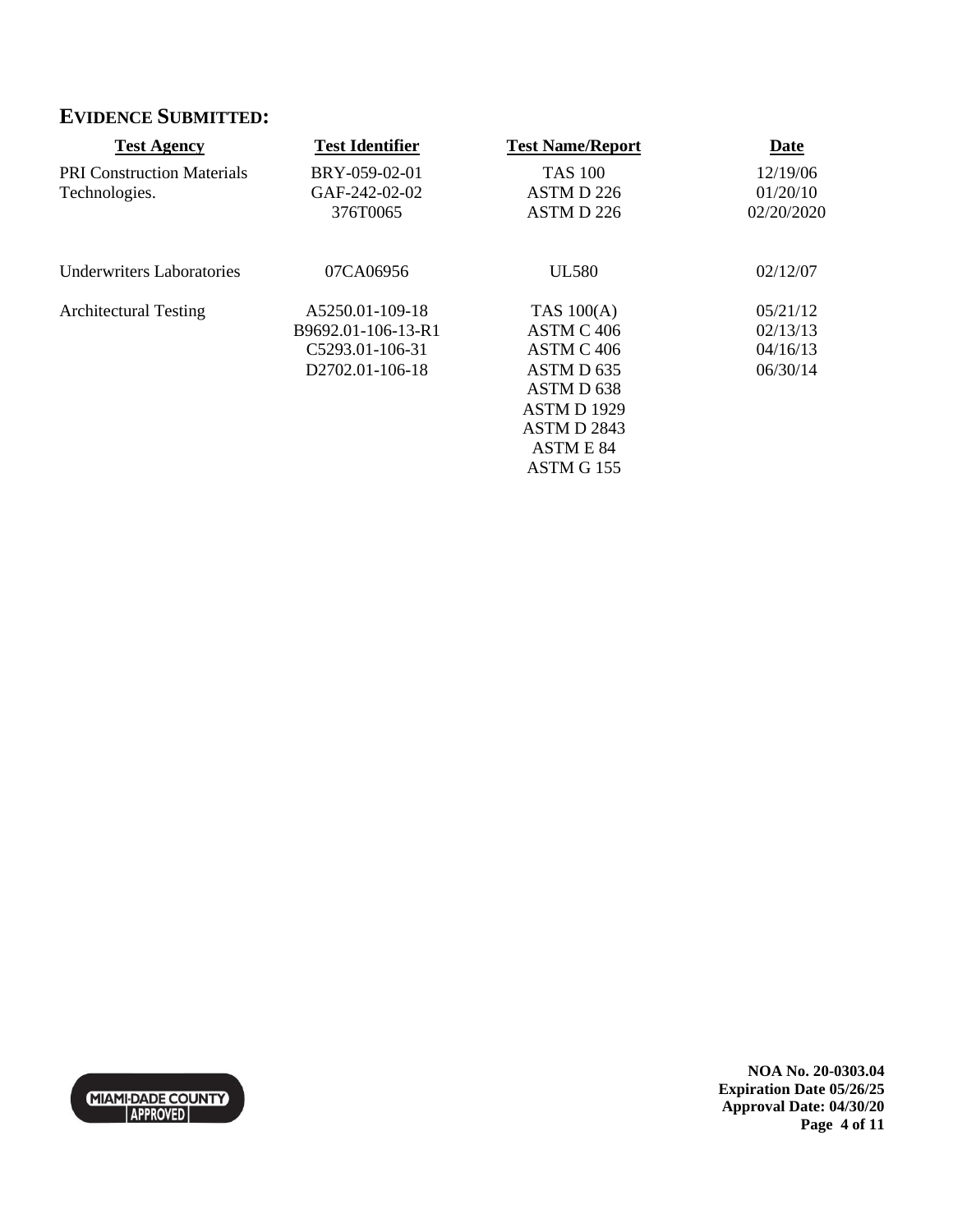## EVIDENCE SUBMITTED:

| Test Agency | Test Identifier | Test Name/Report | Date |
|---|---|---|---|
| PRI Construction Materials Technologies. | BRY-059-02-01 | TAS 100 | 12/19/06 |
| | GAF-242-02-02 | ASTM D 226 | 01/20/10 |
| | 376T0065 | ASTM D 226 | 02/20/2020 |
| Underwriters Laboratories | 07CA06956 | UL580 | 02/12/07 |
| Architectural Testing | A5250.01-109-18 | TAS 100(A) | 05/21/12 |
| | B9692.01-106-13-R1 | ASTM C 406 | 02/13/13 |
| | C5293.01-106-31 | ASTM C 406 | 04/16/13 |
| | D2702.01-106-18 | ASTM D 635 | 06/30/14 |
| | | ASTM D 638 | |
| | | ASTM D 1929 | |
| | | ASTM D 2843 | |
| | | ASTM E 84 | |
| | | ASTM G 155 | |

MIAMI-DADE COUNTY APPROVED

**NOA No. 20-0303.04**
**Expiration Date 05/26/25**
**Approval Date: 04/30/20**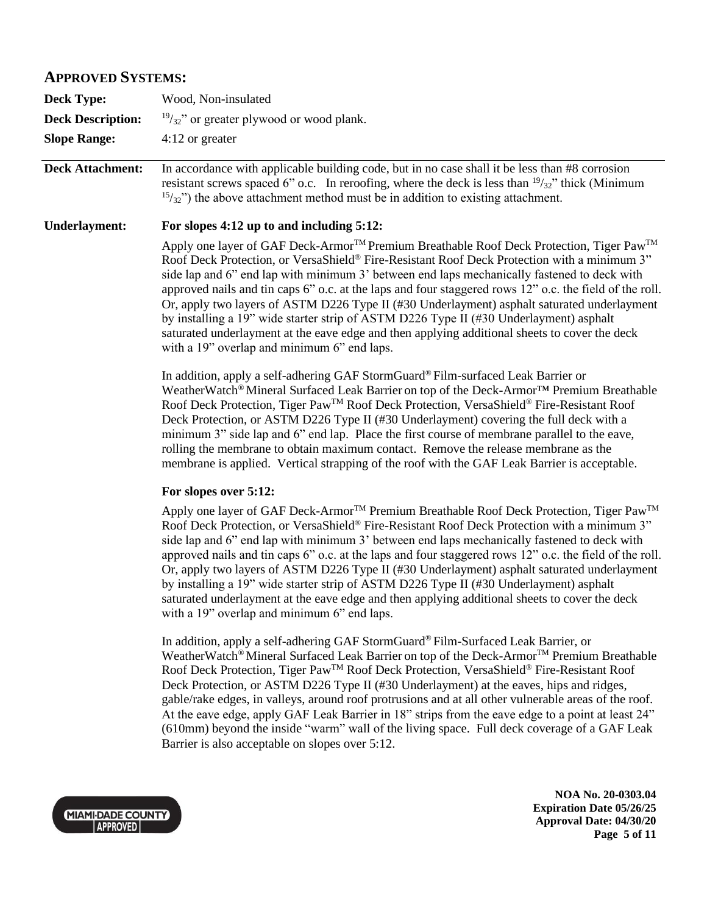## APPROVED SYSTEMS:

**Deck Type:** Wood, Non-insulated

**Deck Description:** $^{19}/_{32}$" or greater plywood or wood plank.

**Slope Range:** 4:12 or greater

**Deck Attachment:** In accordance with applicable building code, but in no case shall it be less than #8 corrosion resistant screws spaced 6" o.c. In reroofing, where the deck is less than $^{19}/_{32}$" thick (Minimum $^{15}/_{32}$") the above attachment method must be in addition to existing attachment.

**Underlayment:**

**For slopes 4:12 up to and including 5:12:**

Apply one layer of GAF Deck-Armor™ Premium Breathable Roof Deck Protection, Tiger Paw™ Roof Deck Protection, or VersaShield® Fire-Resistant Roof Deck Protection with a minimum 3" side lap and 6" end lap with minimum 3' between end laps mechanically fastened to deck with approved nails and tin caps 6" o.c. at the laps and four staggered rows 12" o.c. the field of the roll. Or, apply two layers of ASTM D226 Type II (#30 Underlayment) asphalt saturated underlayment by installing a 19" wide starter strip of ASTM D226 Type II (#30 Underlayment) asphalt saturated underlayment at the eave edge and then applying additional sheets to cover the deck with a 19" overlap and minimum 6" end laps.

In addition, apply a self-adhering GAF StormGuard® Film-surfaced Leak Barrier or WeatherWatch® Mineral Surfaced Leak Barrier on top of the Deck-Armor™ Premium Breathable Roof Deck Protection, Tiger Paw™ Roof Deck Protection, VersaShield® Fire-Resistant Roof Deck Protection, or ASTM D226 Type II (#30 Underlayment) covering the full deck with a minimum 3" side lap and 6" end lap. Place the first course of membrane parallel to the eave, rolling the membrane to obtain maximum contact. Remove the release membrane as the membrane is applied. Vertical strapping of the roof with the GAF Leak Barrier is acceptable.

**For slopes over 5:12:**

Apply one layer of GAF Deck-Armor™ Premium Breathable Roof Deck Protection, Tiger Paw™ Roof Deck Protection, or VersaShield® Fire-Resistant Roof Deck Protection with a minimum 3" side lap and 6" end lap with minimum 3' between end laps mechanically fastened to deck with approved nails and tin caps 6" o.c. at the laps and four staggered rows 12" o.c. the field of the roll. Or, apply two layers of ASTM D226 Type II (#30 Underlayment) asphalt saturated underlayment by installing a 19" wide starter strip of ASTM D226 Type II (#30 Underlayment) asphalt saturated underlayment at the eave edge and then applying additional sheets to cover the deck with a 19" overlap and minimum 6" end laps.

In addition, apply a self-adhering GAF StormGuard® Film-Surfaced Leak Barrier, or WeatherWatch® Mineral Surfaced Leak Barrier on top of the Deck-Armor™ Premium Breathable Roof Deck Protection, Tiger Paw™ Roof Deck Protection, VersaShield® Fire-Resistant Roof Deck Protection, or ASTM D226 Type II (#30 Underlayment) at the eaves, hips and ridges, gable/rake edges, in valleys, around roof protrusions and at all other vulnerable areas of the roof. At the eave edge, apply GAF Leak Barrier in 18" strips from the eave edge to a point at least 24" (610mm) beyond the inside "warm" wall of the living space. Full deck coverage of a GAF Leak Barrier is also acceptable on slopes over 5:12.

**NOA No. 20-0303.04**
**Expiration Date 05/26/25**
**Approval Date: 04/30/20**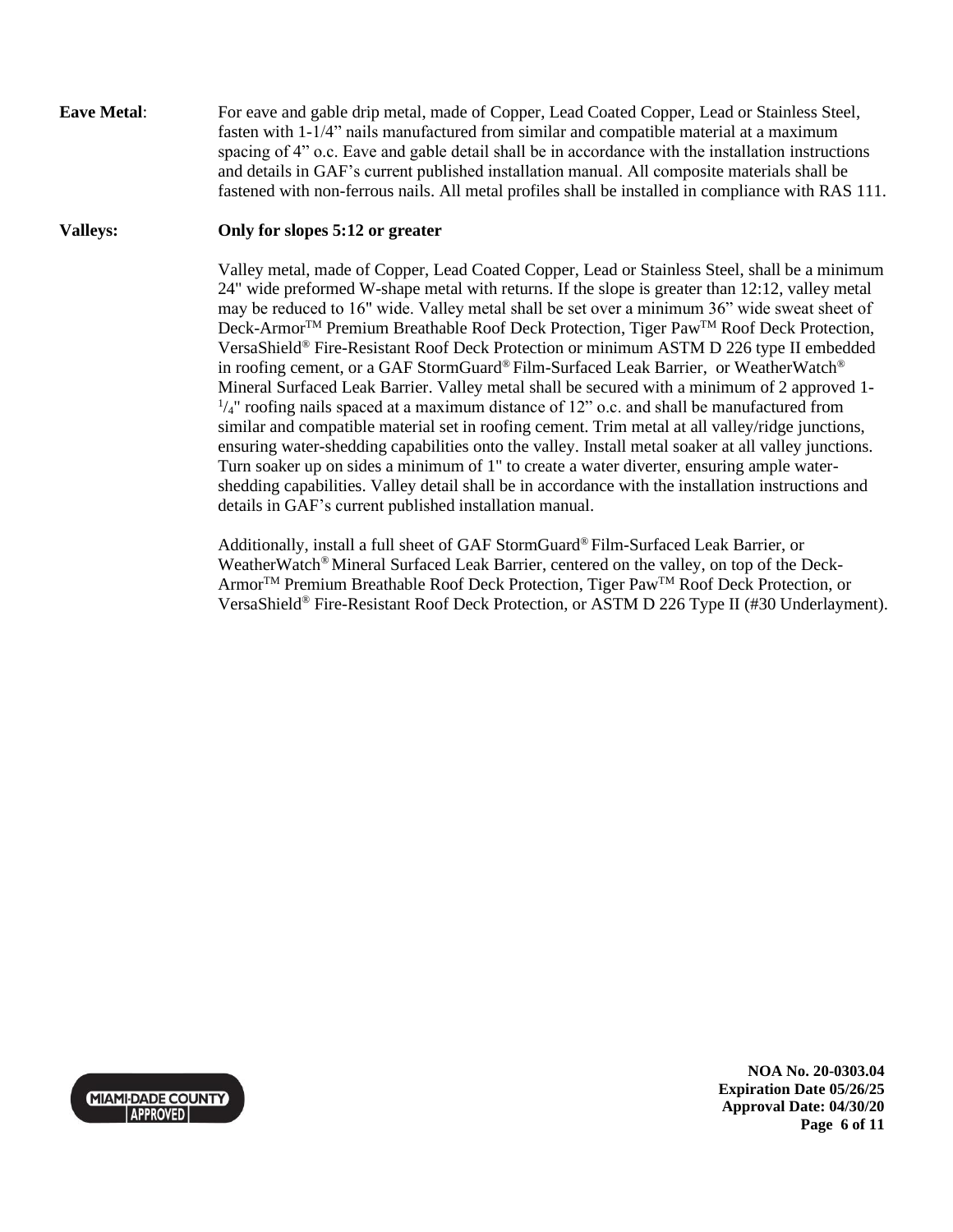**Eave Metal**: For eave and gable drip metal, made of Copper, Lead Coated Copper, Lead or Stainless Steel, fasten with 1-1/4" nails manufactured from similar and compatible material at a maximum spacing of 4" o.c. Eave and gable detail shall be in accordance with the installation instructions and details in GAF's current published installation manual. All composite materials shall be fastened with non-ferrous nails. All metal profiles shall be installed in compliance with RAS 111.

**Valleys:** **Only for slopes 5:12 or greater**

Valley metal, made of Copper, Lead Coated Copper, Lead or Stainless Steel, shall be a minimum 24" wide preformed W-shape metal with returns. If the slope is greater than 12:12, valley metal may be reduced to 16" wide. Valley metal shall be set over a minimum 36" wide sweat sheet of Deck-Armor™ Premium Breathable Roof Deck Protection, Tiger Paw™ Roof Deck Protection, VersaShield® Fire-Resistant Roof Deck Protection or minimum ASTM D 226 type II embedded in roofing cement, or a GAF StormGuard® Film-Surfaced Leak Barrier, or WeatherWatch® Mineral Surfaced Leak Barrier. Valley metal shall be secured with a minimum of 2 approved 1-1/4" roofing nails spaced at a maximum distance of 12" o.c. and shall be manufactured from similar and compatible material set in roofing cement. Trim metal at all valley/ridge junctions, ensuring water-shedding capabilities onto the valley. Install metal soaker at all valley junctions. Turn soaker up on sides a minimum of 1" to create a water diverter, ensuring ample water-shedding capabilities. Valley detail shall be in accordance with the installation instructions and details in GAF's current published installation manual.

Additionally, install a full sheet of GAF StormGuard® Film-Surfaced Leak Barrier, or WeatherWatch® Mineral Surfaced Leak Barrier, centered on the valley, on top of the Deck-Armor™ Premium Breathable Roof Deck Protection, Tiger Paw™ Roof Deck Protection, or VersaShield® Fire-Resistant Roof Deck Protection, or ASTM D 226 Type II (#30 Underlayment).

MIAMI-DADE COUNTY APPROVED

**NOA No. 20-0303.04**
**Expiration Date 05/26/25**
**Approval Date: 04/30/20**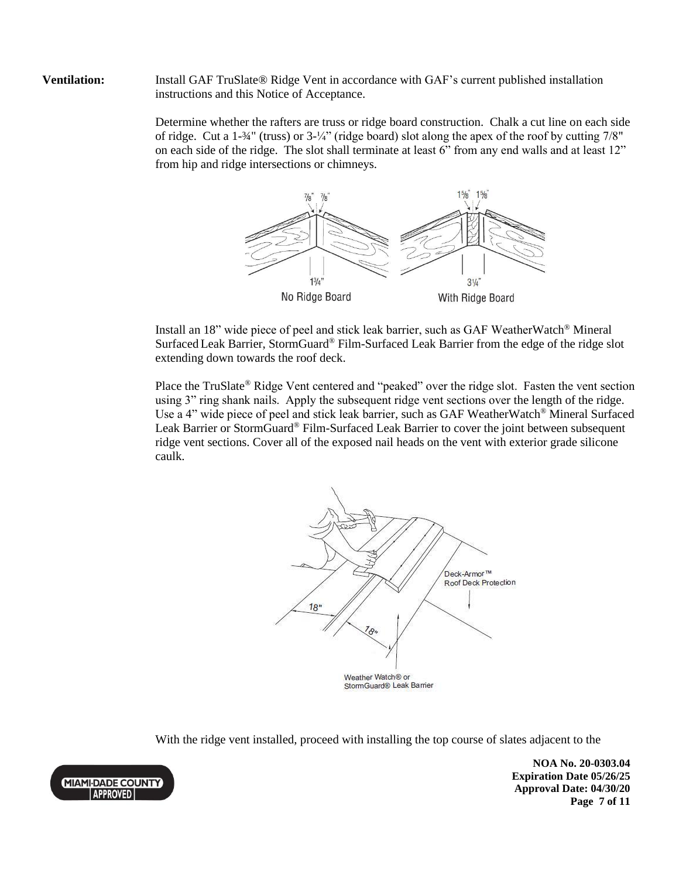**Ventilation:** Install GAF TruSlate® Ridge Vent in accordance with GAF's current published installation instructions and this Notice of Acceptance.

Determine whether the rafters are truss or ridge board construction. Chalk a cut line on each side of ridge. Cut a 1-¾" (truss) or 3-¼" (ridge board) slot along the apex of the roof by cutting 7/8" on each side of the ridge. The slot shall terminate at least 6" from any end walls and at least 12" from hip and ridge intersections or chimneys.

Install an 18" wide piece of peel and stick leak barrier, such as GAF WeatherWatch® Mineral Surfaced Leak Barrier, StormGuard® Film-Surfaced Leak Barrier from the edge of the ridge slot extending down towards the roof deck.

Place the TruSlate® Ridge Vent centered and "peaked" over the ridge slot. Fasten the vent section using 3" ring shank nails. Apply the subsequent ridge vent sections over the length of the ridge. Use a 4" wide piece of peel and stick leak barrier, such as GAF WeatherWatch® Mineral Surfaced Leak Barrier or StormGuard® Film-Surfaced Leak Barrier to cover the joint between subsequent ridge vent sections. Cover all of the exposed nail heads on the vent with exterior grade silicone caulk.

With the ridge vent installed, proceed with installing the top course of slates adjacent to the

NOA No. 20-0303.04
Expiration Date 05/26/25
Approval Date: 04/30/20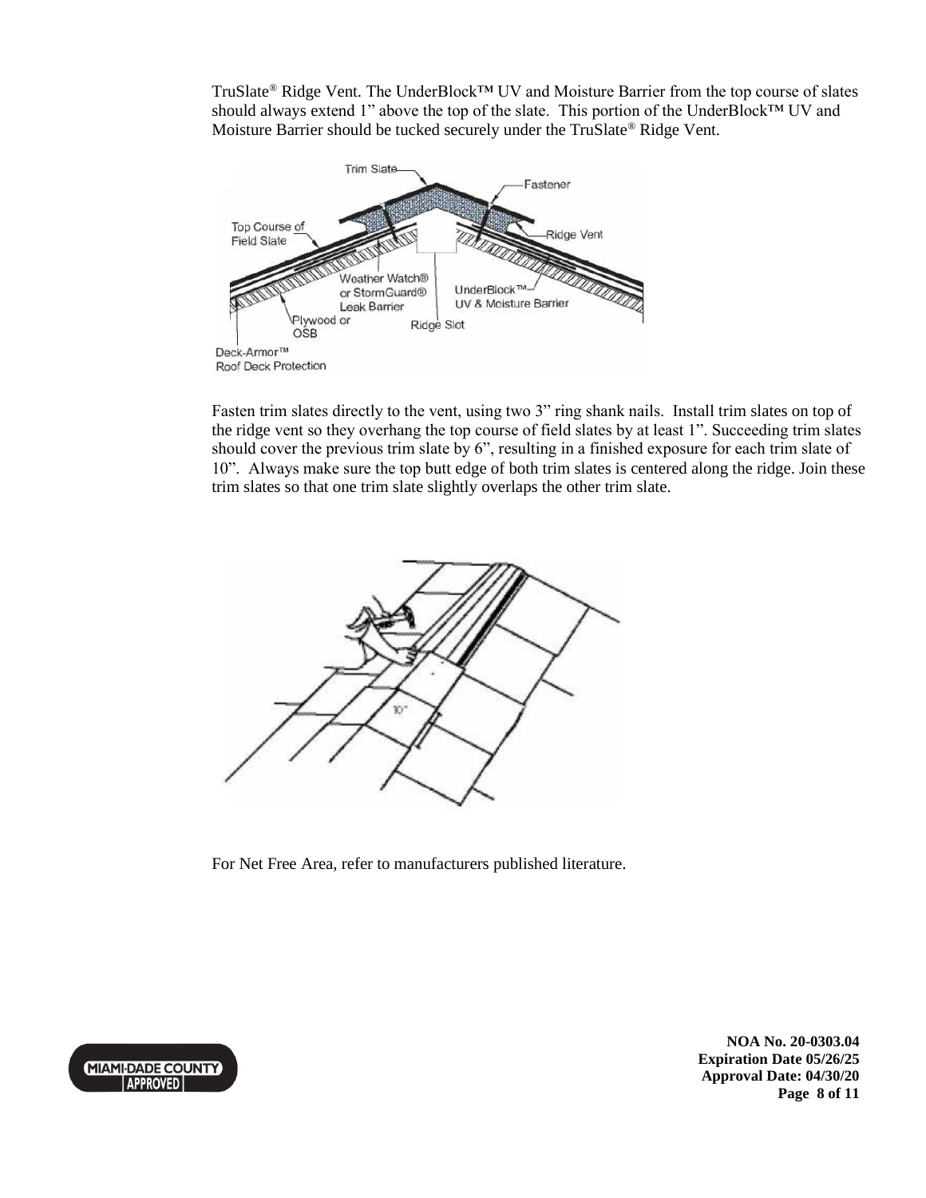TruSlate® Ridge Vent. The UnderBlock™ UV and Moisture Barrier from the top course of slates should always extend 1" above the top of the slate. This portion of the UnderBlock™ UV and Moisture Barrier should be tucked securely under the TruSlate® Ridge Vent.

Fasten trim slates directly to the vent, using two 3" ring shank nails. Install trim slates on top of the ridge vent so they overhang the top course of field slates by at least 1". Succeeding trim slates should cover the previous trim slate by 6", resulting in a finished exposure for each trim slate of 10". Always make sure the top butt edge of both trim slates is centered along the ridge. Join these trim slates so that one trim slate slightly overlaps the other trim slate.

For Net Free Area, refer to manufacturers published literature.

NOA No. 20-0303.04
Expiration Date 05/26/25
Approval Date: 04/30/20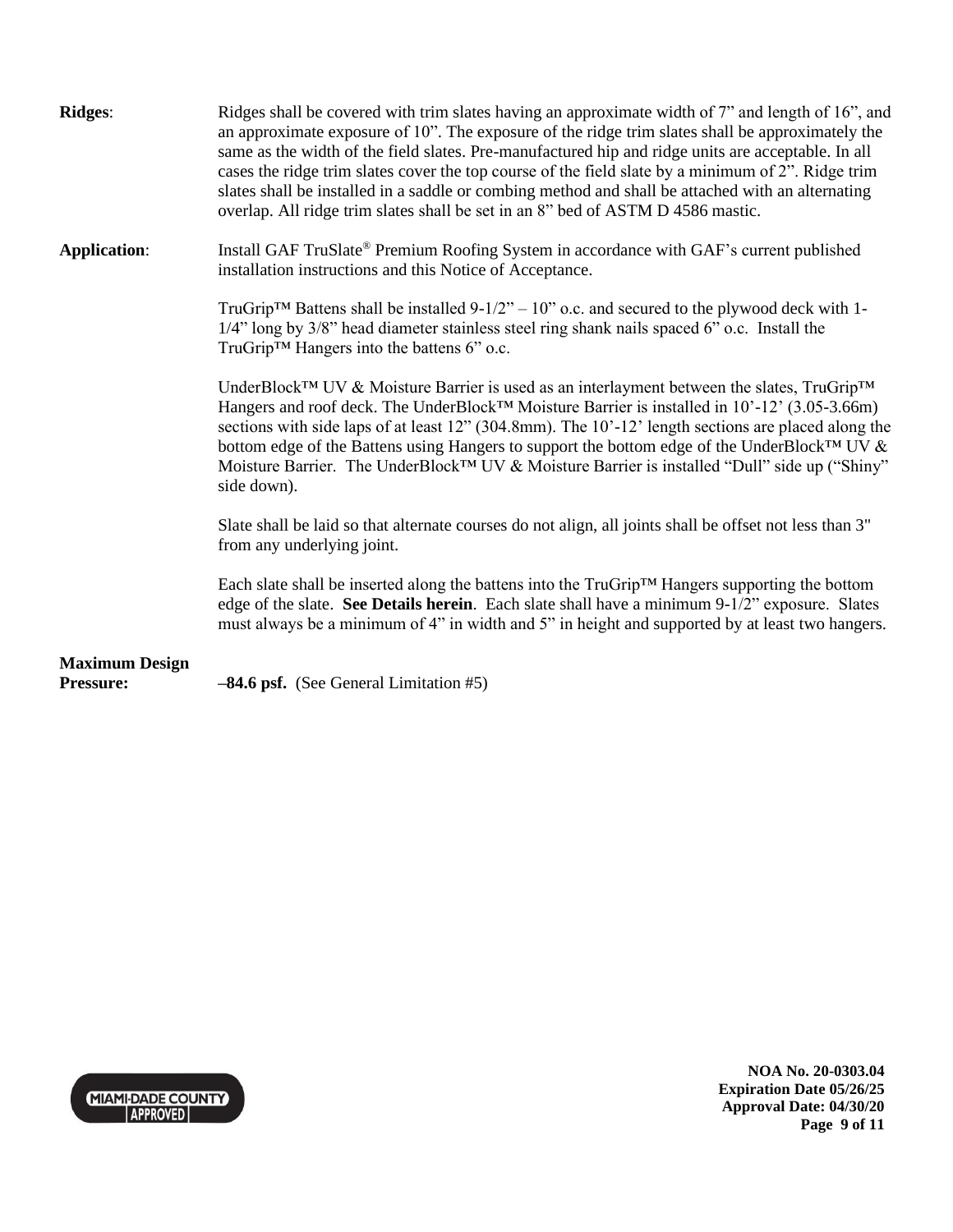**Ridges**: Ridges shall be covered with trim slates having an approximate width of 7" and length of 16", and an approximate exposure of 10". The exposure of the ridge trim slates shall be approximately the same as the width of the field slates. Pre-manufactured hip and ridge units are acceptable. In all cases the ridge trim slates cover the top course of the field slate by a minimum of 2". Ridge trim slates shall be installed in a saddle or combing method and shall be attached with an alternating overlap. All ridge trim slates shall be set in an 8" bed of ASTM D 4586 mastic.

**Application**: Install GAF TruSlate® Premium Roofing System in accordance with GAF's current published installation instructions and this Notice of Acceptance.

TruGrip™ Battens shall be installed 9-1/2" – 10" o.c. and secured to the plywood deck with 1-1/4" long by 3/8" head diameter stainless steel ring shank nails spaced 6" o.c. Install the TruGrip™ Hangers into the battens 6" o.c.

UnderBlock™ UV & Moisture Barrier is used as an interlayment between the slates, TruGrip™ Hangers and roof deck. The UnderBlock™ Moisture Barrier is installed in 10'-12' (3.05-3.66m) sections with side laps of at least 12" (304.8mm). The 10'-12' length sections are placed along the bottom edge of the Battens using Hangers to support the bottom edge of the UnderBlock™ UV & Moisture Barrier. The UnderBlock™ UV & Moisture Barrier is installed "Dull" side up ("Shiny" side down).

Slate shall be laid so that alternate courses do not align, all joints shall be offset not less than 3" from any underlying joint.

Each slate shall be inserted along the battens into the TruGrip™ Hangers supporting the bottom edge of the slate. **See Details herein**. Each slate shall have a minimum 9-1/2" exposure. Slates must always be a minimum of 4" in width and 5" in height and supported by at least two hangers.

**Maximum Design Pressure:** **–84.6 psf.** (See General Limitation #5)

**NOA No. 20-0303.04**
**Expiration Date 05/26/25**
**Approval Date: 04/30/20**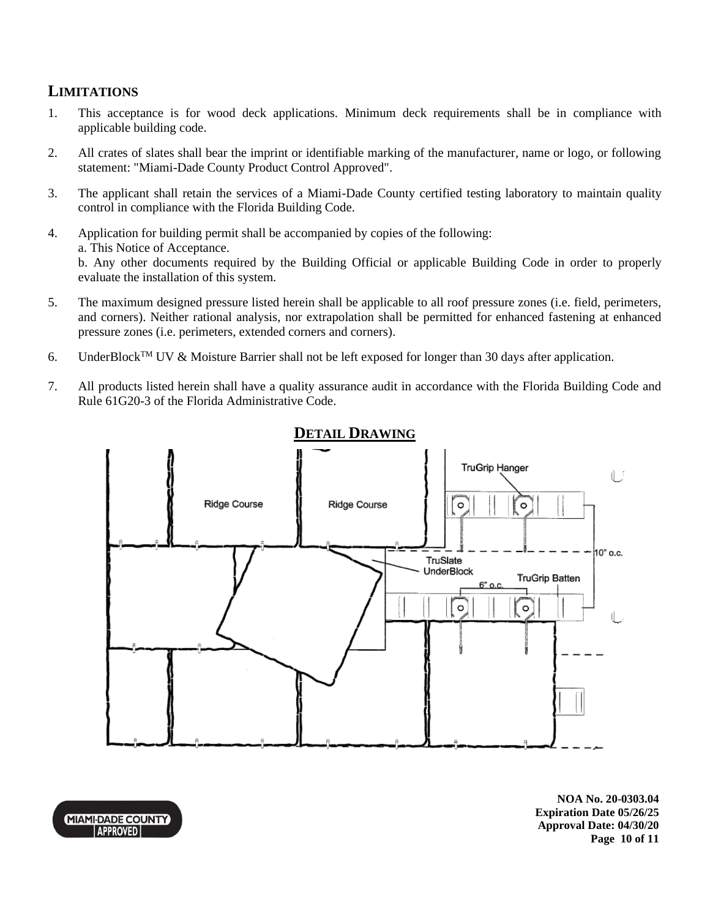## LIMITATIONS

1. This acceptance is for wood deck applications. Minimum deck requirements shall be in compliance with applicable building code.

2. All crates of slates shall bear the imprint or identifiable marking of the manufacturer, name or logo, or following statement: "Miami-Dade County Product Control Approved".

3. The applicant shall retain the services of a Miami-Dade County certified testing laboratory to maintain quality control in compliance with the Florida Building Code.

4. Application for building permit shall be accompanied by copies of the following:
   a. This Notice of Acceptance.
   b. Any other documents required by the Building Official or applicable Building Code in order to properly evaluate the installation of this system.

5. The maximum designed pressure listed herein shall be applicable to all roof pressure zones (i.e. field, perimeters, and corners). Neither rational analysis, nor extrapolation shall be permitted for enhanced fastening at enhanced pressure zones (i.e. perimeters, extended corners and corners).

6. UnderBlock™ UV & Moisture Barrier shall not be left exposed for longer than 30 days after application.

7. All products listed herein shall have a quality assurance audit in accordance with the Florida Building Code and Rule 61G20-3 of the Florida Administrative Code.

## DETAIL DRAWING

Ridge Course | Ridge Course | TruGrip Hanger | 10" o.c. | TruSlate UnderBlock | TruGrip Batten | 6" o.c.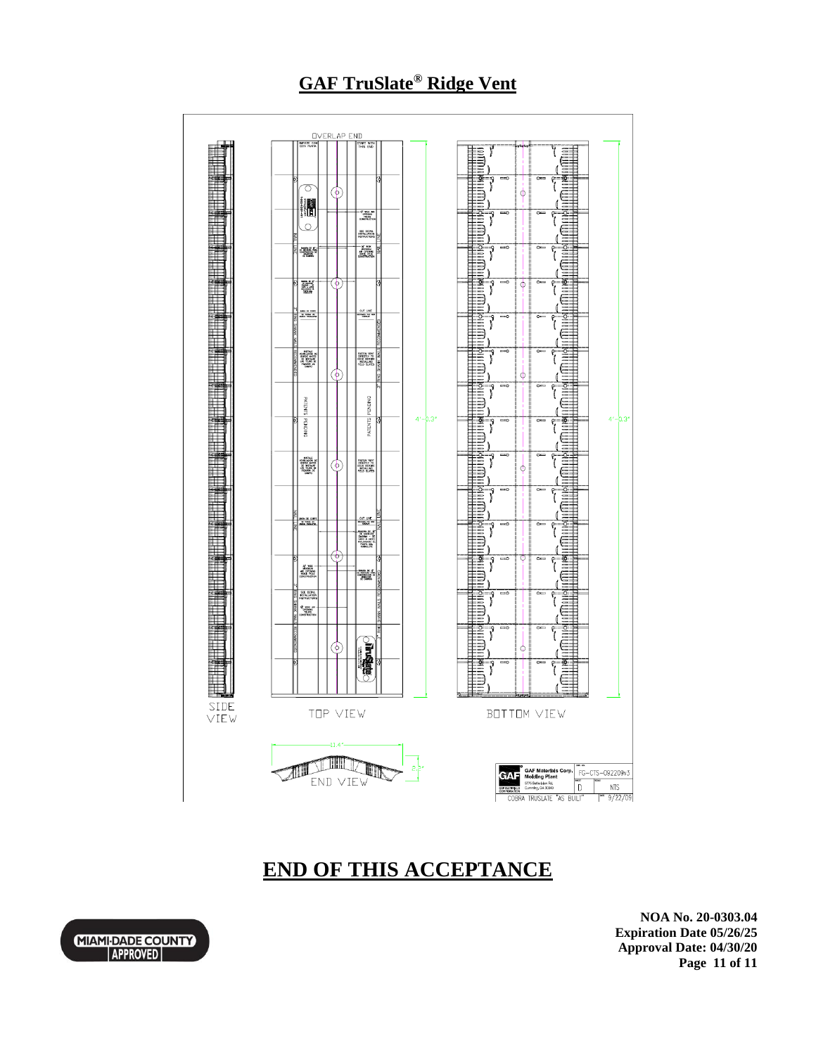# GAF TruSlate® Ridge Vent

OVERLAP END

SIDE VIEW

TOP VIEW

BOTTOM VIEW

END VIEW

4'-0.3"

4'-0.3"

11.4"

2.2"

GAF Materials Corp. Molding Plant

FG-CTS-092209v3

D

NTS

COBRA TRUSLATE "AS BUILT"

9/22/09

## END OF THIS ACCEPTANCE

MIAMI-DADE COUNTY APPROVED

**NOA No. 20-0303.04**
**Expiration Date 05/26/25**
**Approval Date: 04/30/20**